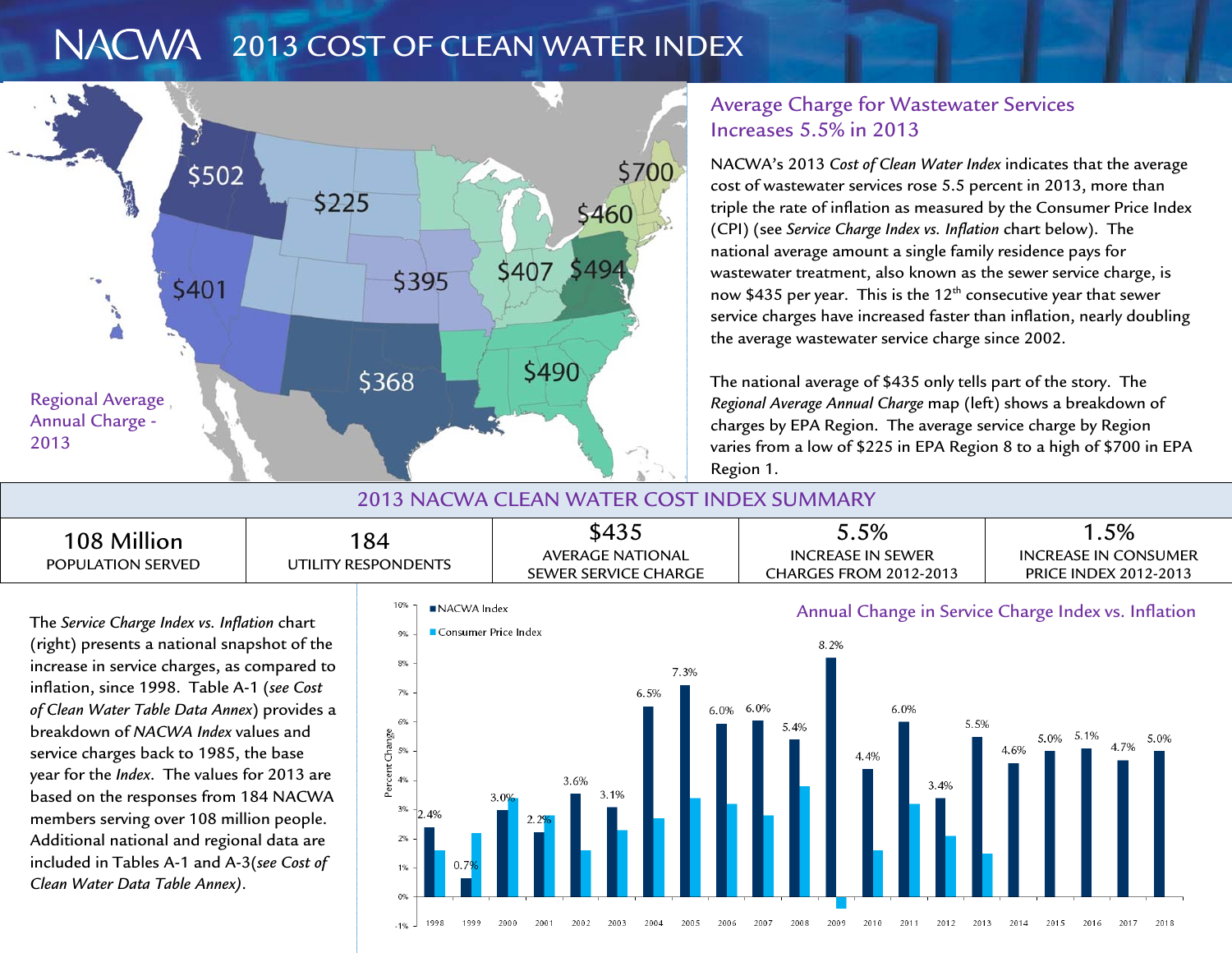# NACWA 2013 COST OF CLEAN WATER INDEX

Regional Average Annual Charge - 2013

$502 | $225 | $700 | $460 | $401 | $395 | $407 | $494 | $368 | $490

## Average Charge for Wastewater Services Increases 5.5% in 2013

NACWA's 2013 *Cost of Clean Water Index* indicates that the average cost of wastewater services rose 5.5 percent in 2013, more than triple the rate of inflation as measured by the Consumer Price Index (CPI) (see *Service Charge Index vs. Inflation* chart below). The national average amount a single family residence pays for wastewater treatment, also known as the sewer service charge, is now $435 per year. This is the 12th consecutive year that sewer service charges have increased faster than inflation, nearly doubling the average wastewater service charge since 2002.

The national average of $435 only tells part of the story. The *Regional Average Annual Charge* map (left) shows a breakdown of charges by EPA Region. The average service charge by Region varies from a low of $225 in EPA Region 8 to a high of $700 in EPA Region 1.

## 2013 NACWA CLEAN WATER COST INDEX SUMMARY

| 108 Million | 184 | $435 | 5.5% | 1.5% |
|---|---|---|---|---|
| POPULATION SERVED | UTILITY RESPONDENTS | AVERAGE NATIONAL SEWER SERVICE CHARGE | INCREASE IN SEWER CHARGES FROM 2012-2013 | INCREASE IN CONSUMER PRICE INDEX 2012-2013 |

The *Service Charge Index vs. Inflation* chart (right) presents a national snapshot of the increase in service charges, as compared to inflation, since 1998. Table A-1 (*see Cost of Clean Water Table Data Annex*) provides a breakdown of *NACWA Index* values and service charges back to 1985, the base year for the *Index*. The values for 2013 are based on the responses from 184 NACWA members serving over 108 million people. Additional national and regional data are included in Tables A-1 and A-3(*see Cost of Clean Water Data Table Annex*).

### Annual Change in Service Charge Index vs. Inflation

| Year | NACWA Index |
|---|---|
| 1998 | 2.4% |
| 1999 | 0.7% |
| 2000 | 3.0% |
| 2001 | 2.2% |
| 2002 | 3.6% |
| 2003 | 3.1% |
| 2004 | 6.5% |
| 2005 | 7.3% |
| 2006 | 6.0% |
| 2007 | 6.0% |
| 2008 | 5.4% |
| 2009 | 8.2% |
| 2010 | 4.4% |
| 2011 | 6.0% |
| 2012 | 3.4% |
| 2013 | 5.5% |
| 2014 | 4.6% |
| 2015 | 5.0% |
| 2016 | 5.1% |
| 2017 | 4.7% |
| 2018 | 5.0% |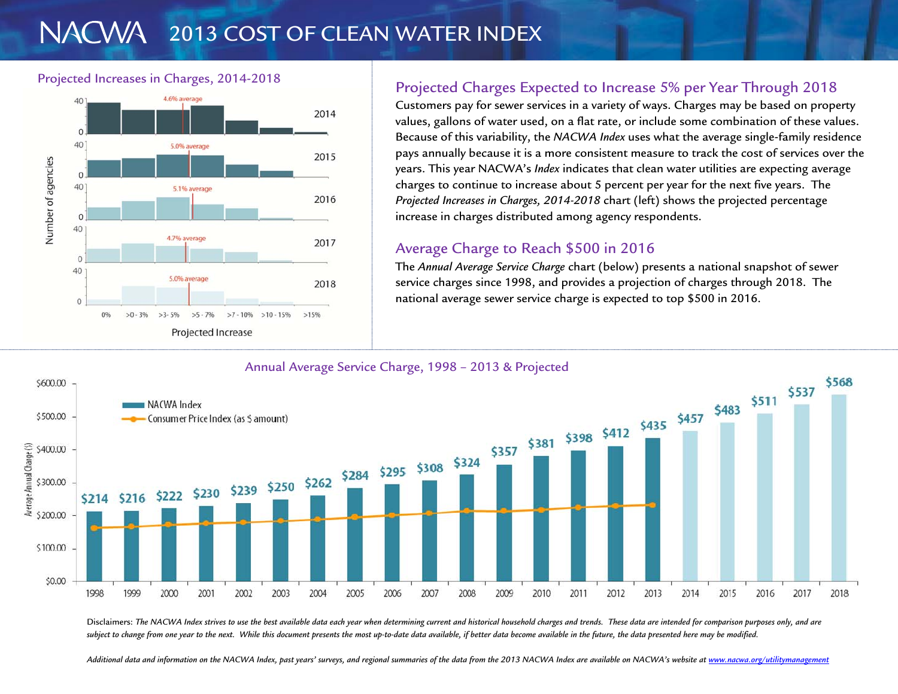# NACWA 2013 COST OF CLEAN WATER INDEX

## Projected Increases in Charges, 2014-2018

Number of agencies

40
0
2014
4.6% average

40
0
2015
5.0% average

40
0
2016
5.1% average

40
0
2017
4.7% average

40
0
2018
5.0% average

0% >0 - 3% >3- 5% >5 - 7% >7 - 10% >10 - 15% >15%

Projected Increase

## Projected Charges Expected to Increase 5% per Year Through 2018

Customers pay for sewer services in a variety of ways. Charges may be based on property values, gallons of water used, on a flat rate, or include some combination of these values. Because of this variability, the *NACWA Index* uses what the average single-family residence pays annually because it is a more consistent measure to track the cost of services over the years. This year NACWA's *Index* indicates that clean water utilities are expecting average charges to continue to increase about 5 percent per year for the next five years. The *Projected Increases in Charges, 2014-2018* chart (left) shows the projected percentage increase in charges distributed among agency respondents.

## Average Charge to Reach $500 in 2016

The *Annual Average Service Charge* chart (below) presents a national snapshot of sewer service charges since 1998, and provides a projection of charges through 2018. The national average sewer service charge is expected to top $500 in 2016.

## Annual Average Service Charge, 1998 – 2013 & Projected

NACWA Index
Consumer Price Index (as $ amount)

Average Annual Charge ($)

$600.00
$500.00
$400.00
$300.00
$200.00
$100.00
$0.00

$214 $216 $222 $230 $239 $250 $262 $284 $295 $308 $324 $357 $381 $398 $412 $435 $457 $483 $511 $537 $568

1998 1999 2000 2001 2002 2003 2004 2005 2006 2007 2008 2009 2010 2011 2012 2013 2014 2015 2016 2017 2018

Disclaimers: *The NACWA Index strives to use the best available data each year when determining current and historical household charges and trends. These data are intended for comparison purposes only, and are subject to change from one year to the next. While this document presents the most up-to-date data available, if better data become available in the future, the data presented here may be modified.*

*Additional data and information on the NACWA Index, past years' surveys, and regional summaries of the data from the 2013 NACWA Index are available on NACWA's website at www.nacwa.org/utilitymanagement*